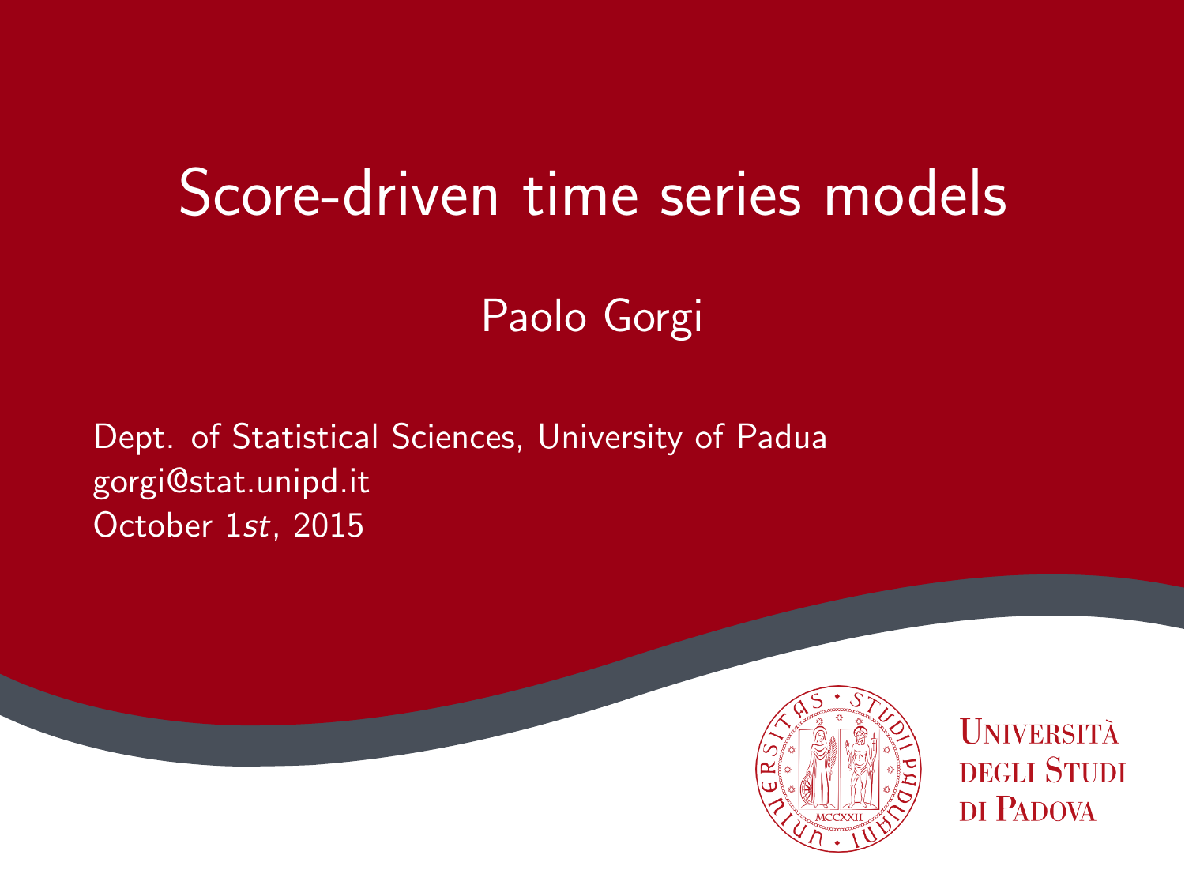# Score-driven time series models

Paolo Gorgi

Dept. of Statistical Sciences, University of Padua
gorgi@stat.unipd.it
October 1*st*, 2015

Università degli Studi di Padova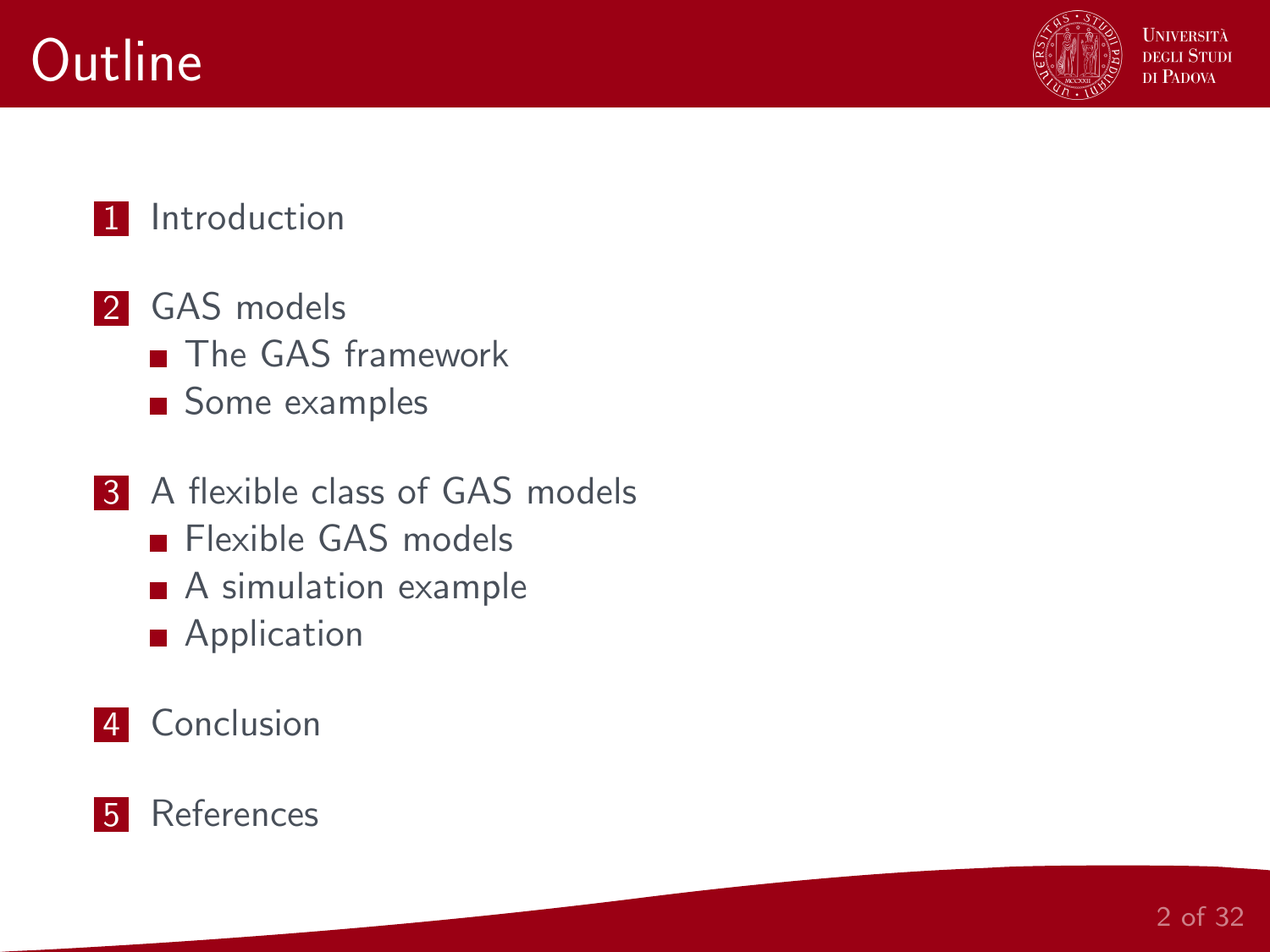# Outline

1. Introduction

2. GAS models
   - The GAS framework
   - Some examples

3. A flexible class of GAS models
   - Flexible GAS models
   - A simulation example
   - Application

4. Conclusion

5. References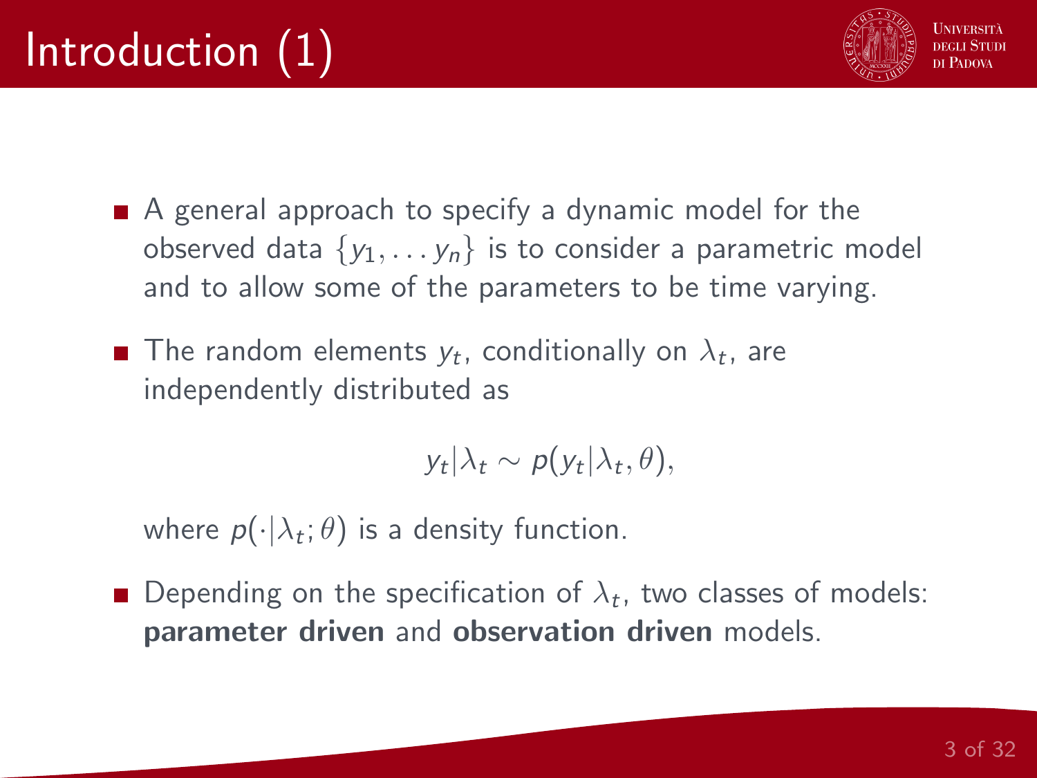# Introduction (1)

- A general approach to specify a dynamic model for the observed data $\{y_1, \dots y_n\}$ is to consider a parametric model and to allow some of the parameters to be time varying.
- The random elements $y_t$, conditionally on $\lambda_t$, are independently distributed as

$$y_t|\lambda_t \sim p(y_t|\lambda_t, \theta),$$

  where $p(\cdot|\lambda_t; \theta)$ is a density function.

- Depending on the specification of $\lambda_t$, two classes of models: **parameter driven** and **observation driven** models.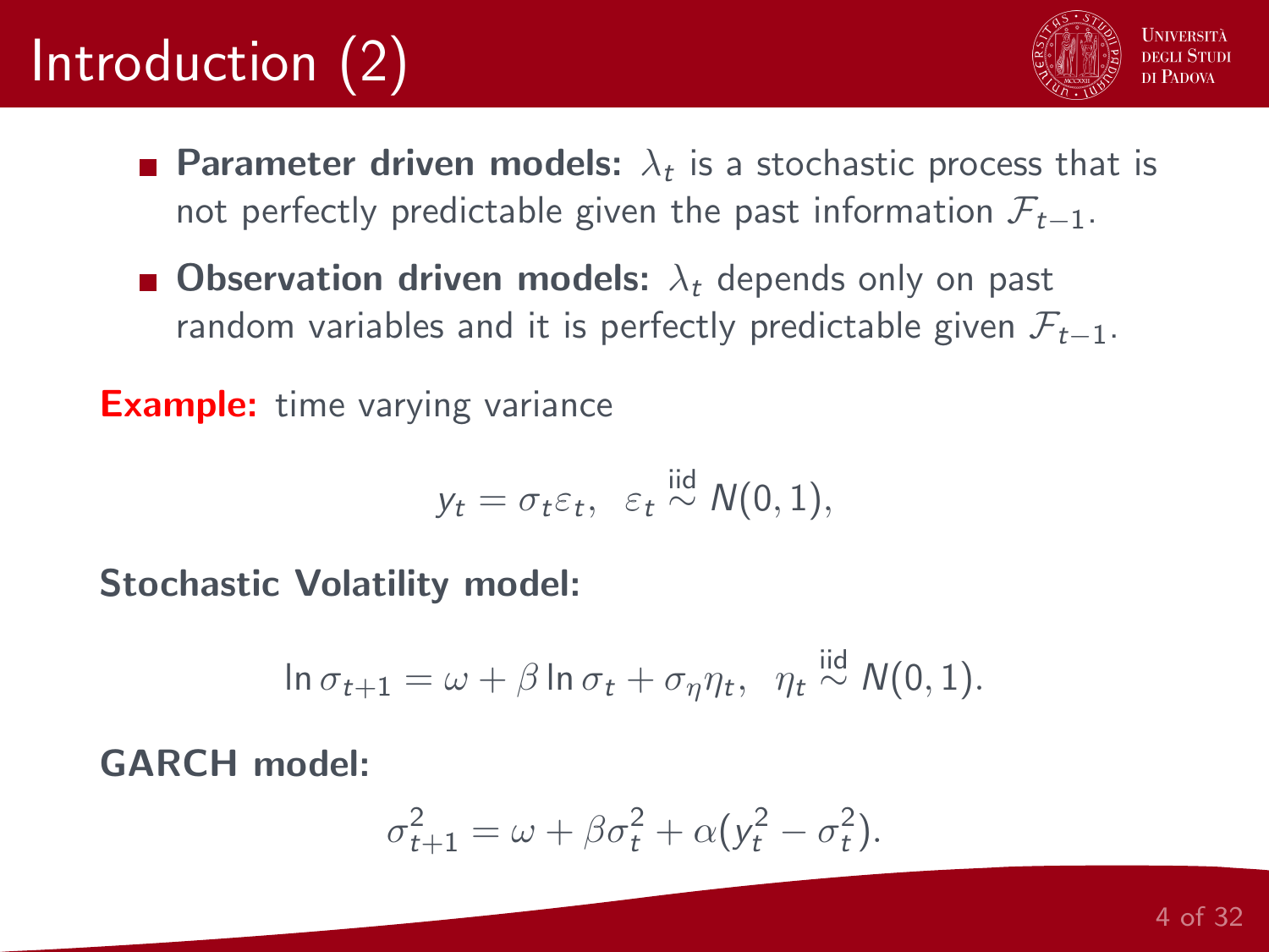# Introduction (2)

- **Parameter driven models:** $\lambda_t$ is a stochastic process that is not perfectly predictable given the past information $\mathcal{F}_{t-1}$.
- **Observation driven models:** $\lambda_t$ depends only on past random variables and it is perfectly predictable given $\mathcal{F}_{t-1}$.

**Example:** time varying variance

$$y_t = \sigma_t \varepsilon_t, \;\; \varepsilon_t \overset{\text{iid}}{\sim} N(0,1),$$

**Stochastic Volatility model:**

$$\ln \sigma_{t+1} = \omega + \beta \ln \sigma_t + \sigma_\eta \eta_t, \;\; \eta_t \overset{\text{iid}}{\sim} N(0,1).$$

**GARCH model:**

$$\sigma_{t+1}^2 = \omega + \beta \sigma_t^2 + \alpha (y_t^2 - \sigma_t^2).$$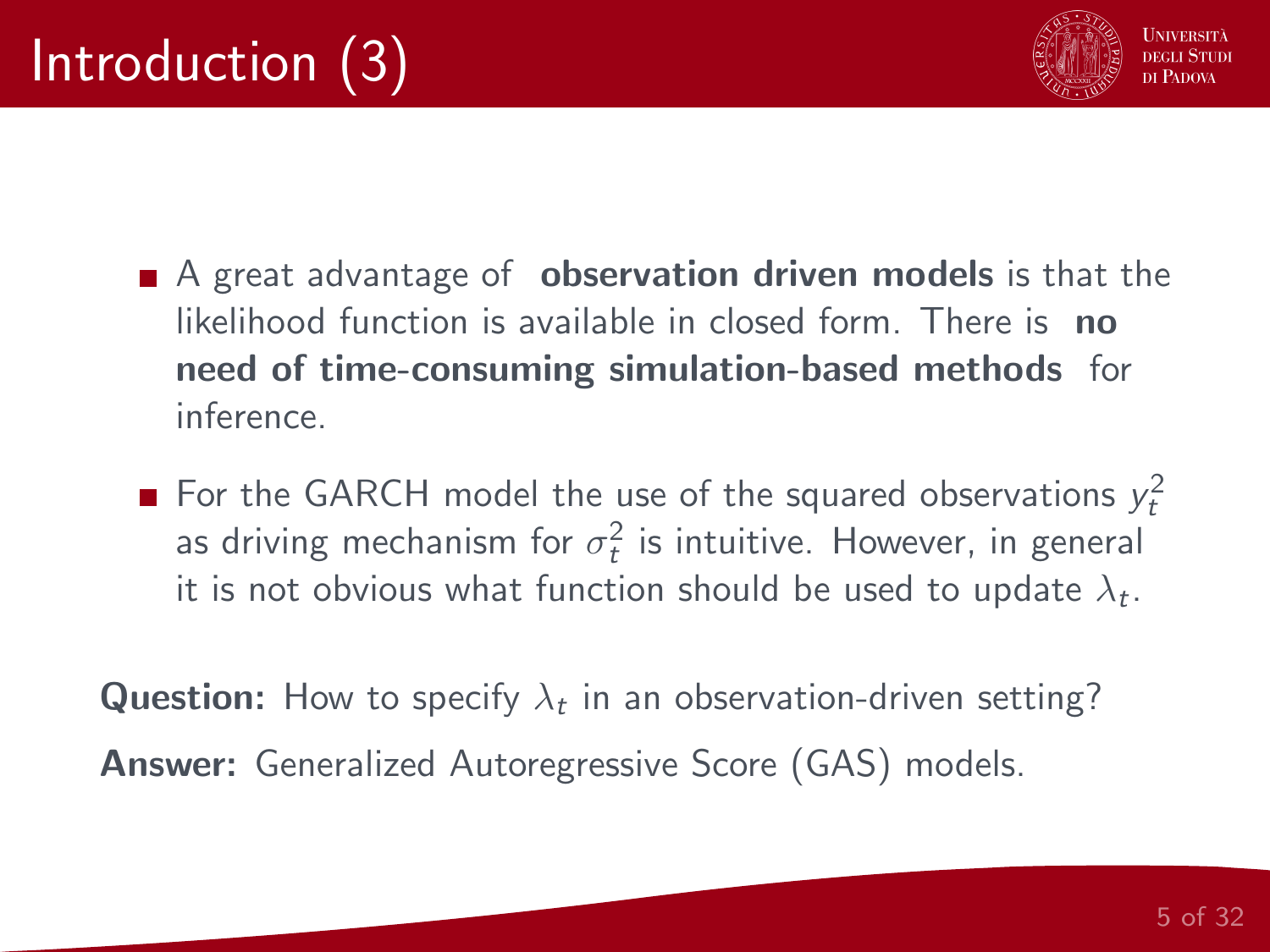# Introduction (3)

- A great advantage of **observation driven models** is that the likelihood function is available in closed form. There is **no need of time-consuming simulation-based methods** for inference.
- For the GARCH model the use of the squared observations $y_t^2$ as driving mechanism for $\sigma_t^2$ is intuitive. However, in general it is not obvious what function should be used to update $\lambda_t$.

**Question:** How to specify $\lambda_t$ in an observation-driven setting?

**Answer:** Generalized Autoregressive Score (GAS) models.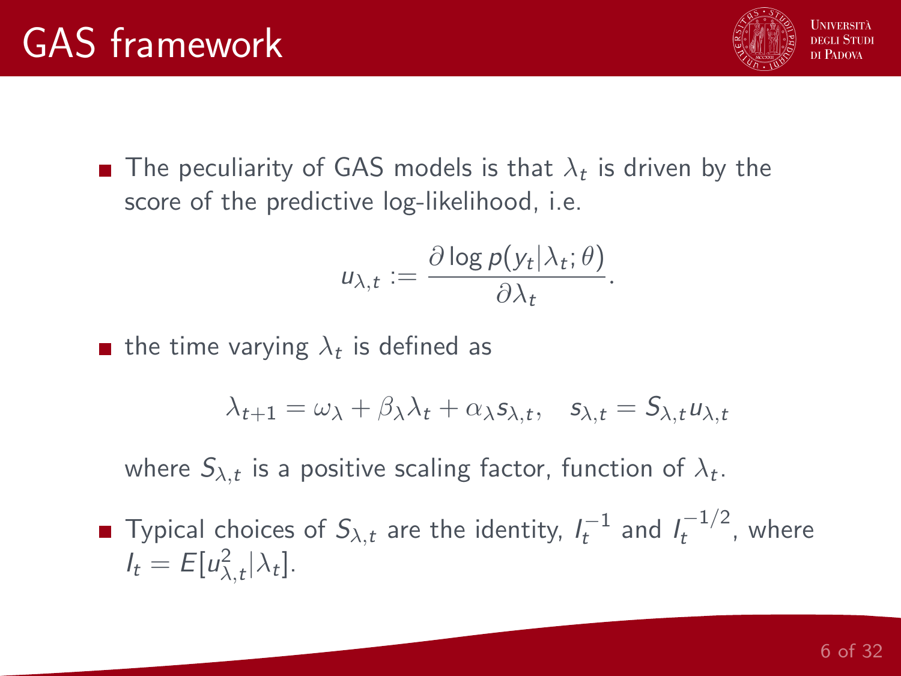# GAS framework

- The peculiarity of GAS models is that $\lambda_t$ is driven by the score of the predictive log-likelihood, i.e.

$$u_{\lambda,t} := \frac{\partial \log p(y_t|\lambda_t;\theta)}{\partial \lambda_t}.$$

- the time varying $\lambda_t$ is defined as

$$\lambda_{t+1} = \omega_\lambda + \beta_\lambda \lambda_t + \alpha_\lambda s_{\lambda,t}, \quad s_{\lambda,t} = S_{\lambda,t} u_{\lambda,t}$$

  where $S_{\lambda,t}$ is a positive scaling factor, function of $\lambda_t$.

- Typical choices of $S_{\lambda,t}$ are the identity, $I_t^{-1}$ and $I_t^{-1/2}$, where $I_t = E[u_{\lambda,t}^2|\lambda_t]$.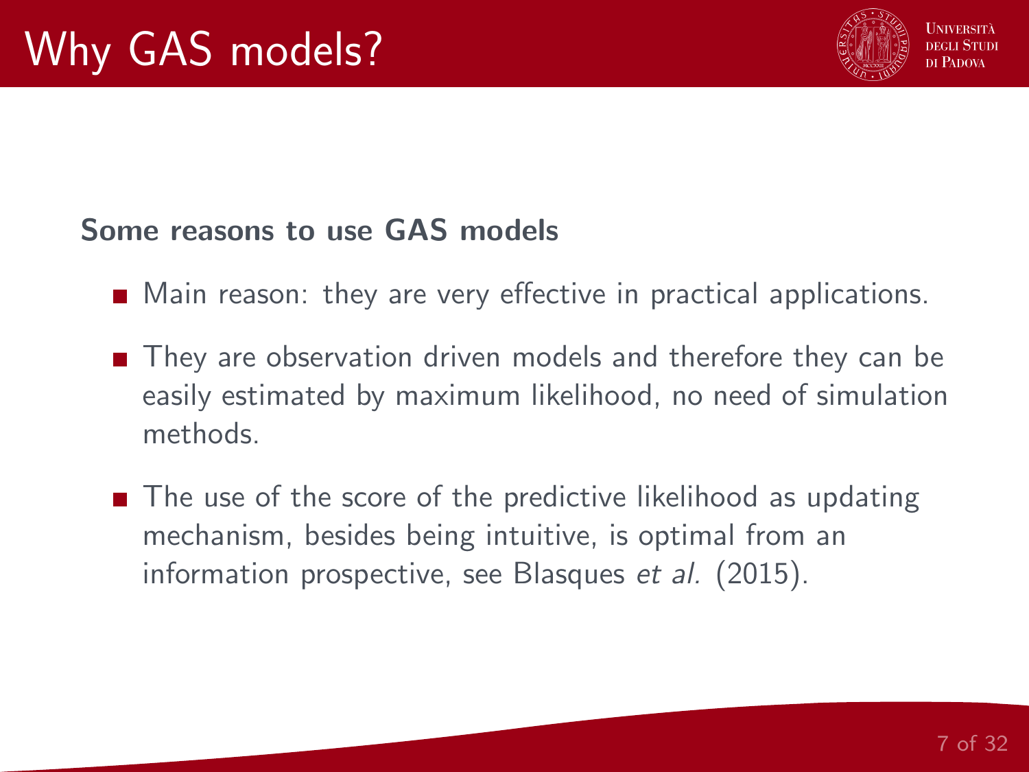# Why GAS models?

**Some reasons to use GAS models**

- Main reason: they are very effective in practical applications.
- They are observation driven models and therefore they can be easily estimated by maximum likelihood, no need of simulation methods.
- The use of the score of the predictive likelihood as updating mechanism, besides being intuitive, is optimal from an information prospective, see Blasques *et al.* (2015).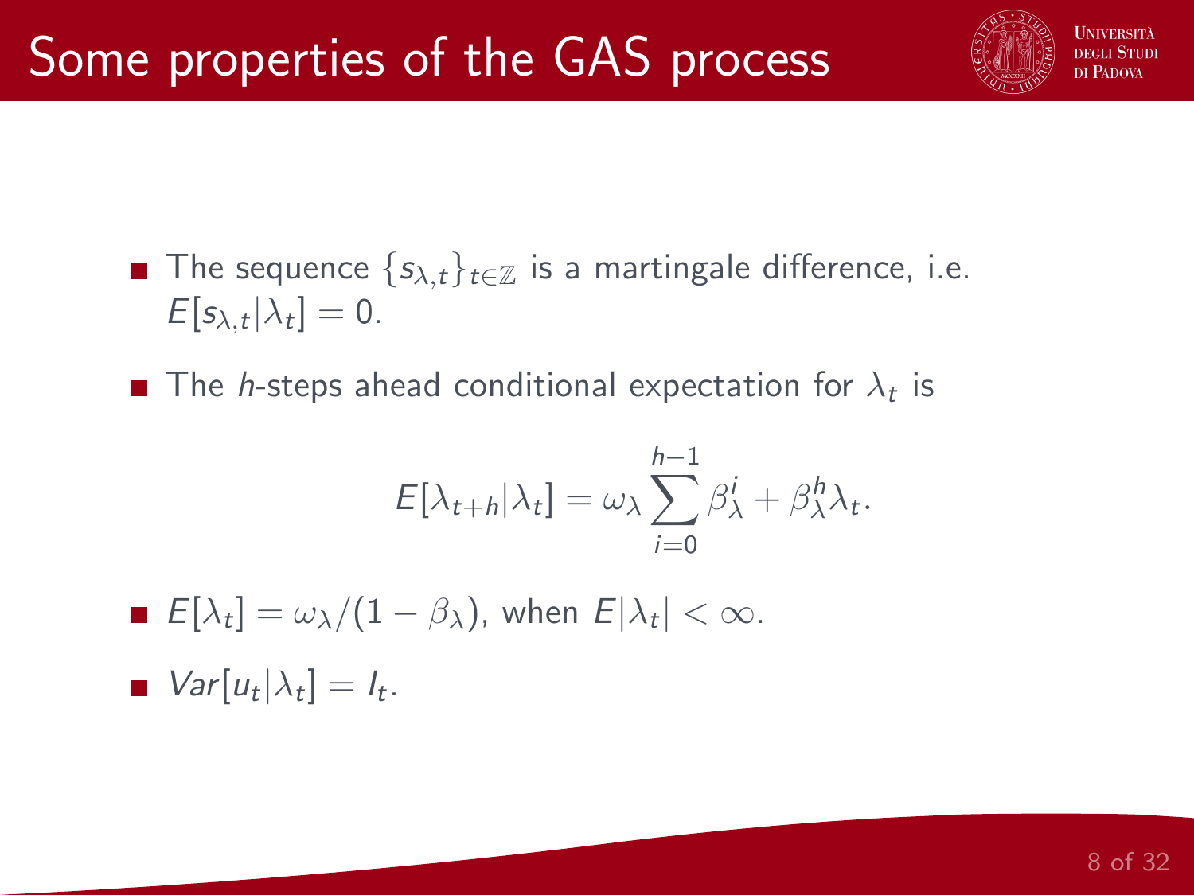# Some properties of the GAS process

- The sequence $\{s_{\lambda,t}\}_{t\in\mathbb{Z}}$ is a martingale difference, i.e. $E[s_{\lambda,t}|\lambda_t] = 0$.

- The $h$-steps ahead conditional expectation for $\lambda_t$ is

$$E[\lambda_{t+h}|\lambda_t] = \omega_\lambda \sum_{i=0}^{h-1} \beta_\lambda^i + \beta_\lambda^h \lambda_t.$$

- $E[\lambda_t] = \omega_\lambda/(1-\beta_\lambda)$, when $E|\lambda_t| < \infty$.

- $Var[u_t|\lambda_t] = I_t$.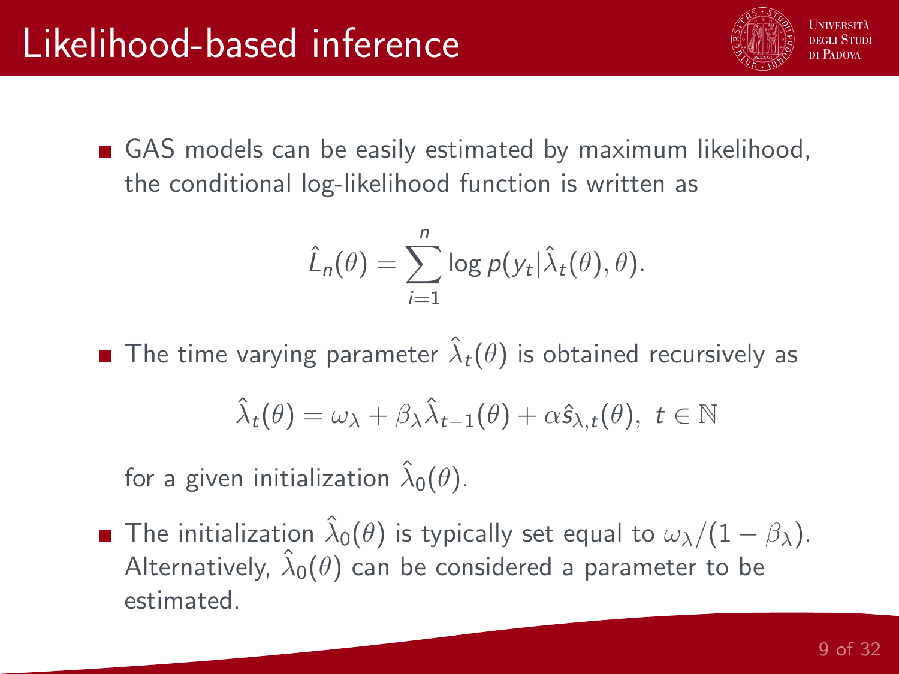# Likelihood-based inference

- GAS models can be easily estimated by maximum likelihood, the conditional log-likelihood function is written as

$$\hat{L}_n(\theta) = \sum_{i=1}^{n} \log p(y_t | \hat{\lambda}_t(\theta), \theta).$$

- The time varying parameter $\hat{\lambda}_t(\theta)$ is obtained recursively as

$$\hat{\lambda}_t(\theta) = \omega_\lambda + \beta_\lambda \hat{\lambda}_{t-1}(\theta) + \alpha \hat{s}_{\lambda,t}(\theta), \ t \in \mathbb{N}$$

  for a given initialization $\hat{\lambda}_0(\theta)$.

- The initialization $\hat{\lambda}_0(\theta)$ is typically set equal to $\omega_\lambda/(1 - \beta_\lambda)$. Alternatively, $\hat{\lambda}_0(\theta)$ can be considered a parameter to be estimated.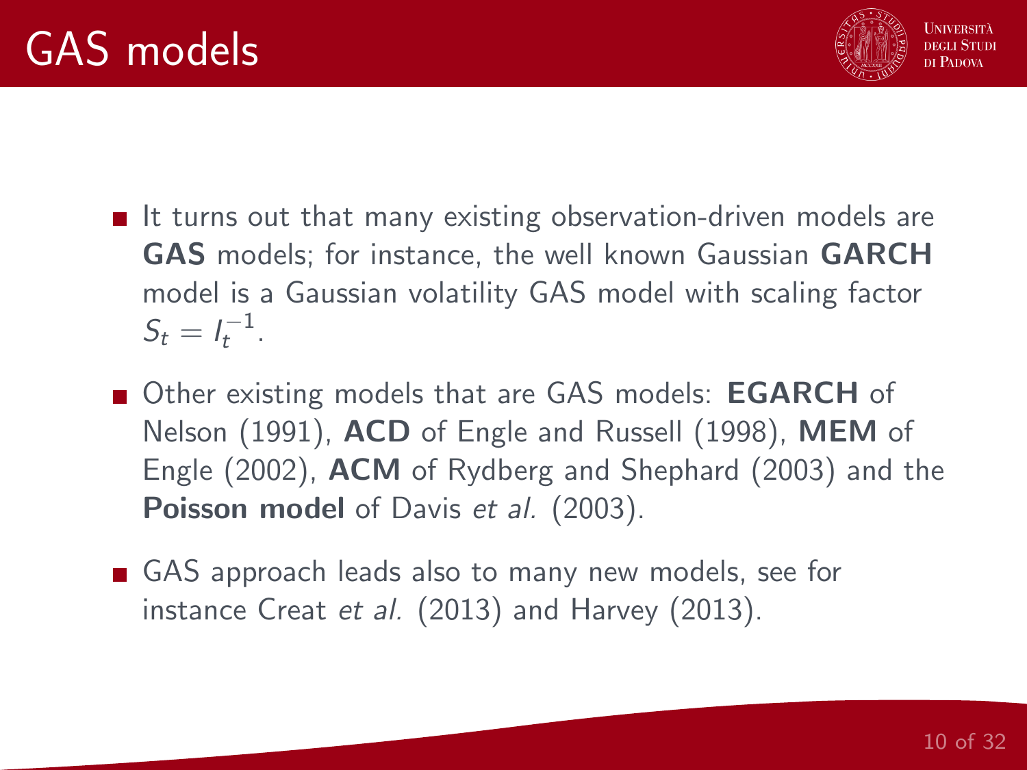# GAS models

- It turns out that many existing observation-driven models are **GAS** models; for instance, the well known Gaussian **GARCH** model is a Gaussian volatility GAS model with scaling factor $S_t = I_t^{-1}$.
- Other existing models that are GAS models: **EGARCH** of Nelson (1991), **ACD** of Engle and Russell (1998), **MEM** of Engle (2002), **ACM** of Rydberg and Shephard (2003) and the **Poisson model** of Davis *et al.* (2003).
- GAS approach leads also to many new models, see for instance Creat *et al.* (2013) and Harvey (2013).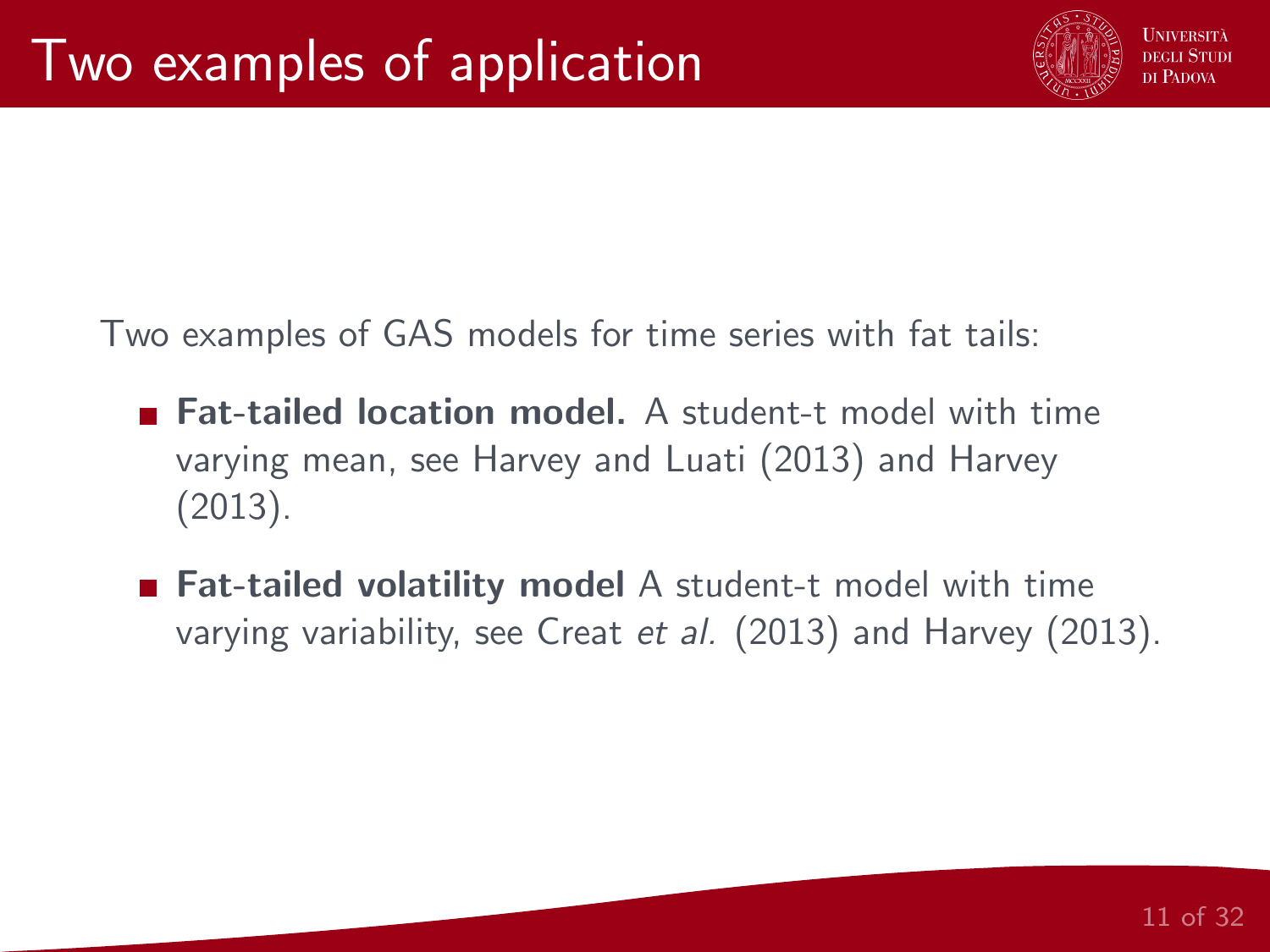# Two examples of application

Two examples of GAS models for time series with fat tails:

- **Fat-tailed location model.** A student-t model with time varying mean, see Harvey and Luati (2013) and Harvey (2013).
- **Fat-tailed volatility model** A student-t model with time varying variability, see Creat *et al.* (2013) and Harvey (2013).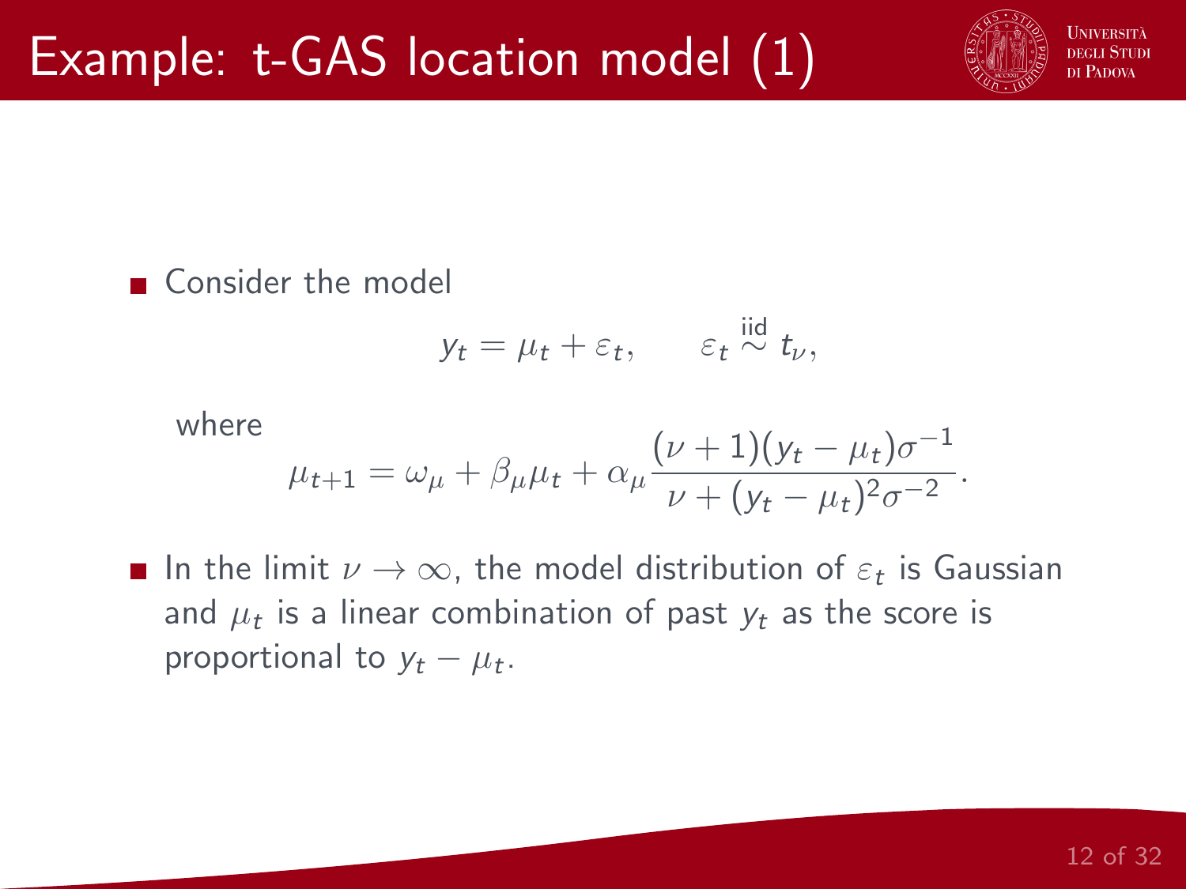# Example: t-GAS location model (1)

- Consider the model

$$y_t = \mu_t + \varepsilon_t, \qquad \varepsilon_t \overset{\text{iid}}{\sim} t_\nu,$$

where

$$\mu_{t+1} = \omega_\mu + \beta_\mu \mu_t + \alpha_\mu \frac{(\nu + 1)(y_t - \mu_t)\sigma^{-1}}{\nu + (y_t - \mu_t)^2 \sigma^{-2}}.$$

- In the limit $\nu \to \infty$, the model distribution of $\varepsilon_t$ is Gaussian and $\mu_t$ is a linear combination of past $y_t$ as the score is proportional to $y_t - \mu_t$.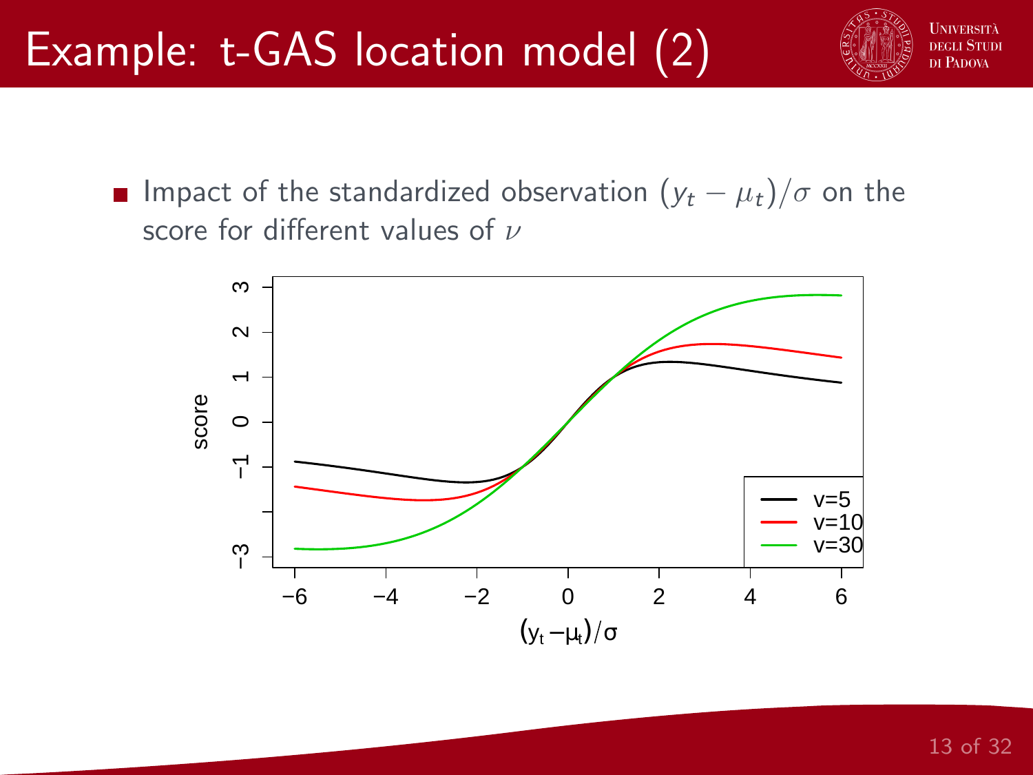# Example: t-GAS location model (2)

- Impact of the standardized observation $(y_t - \mu_t)/\sigma$ on the score for different values of $\nu$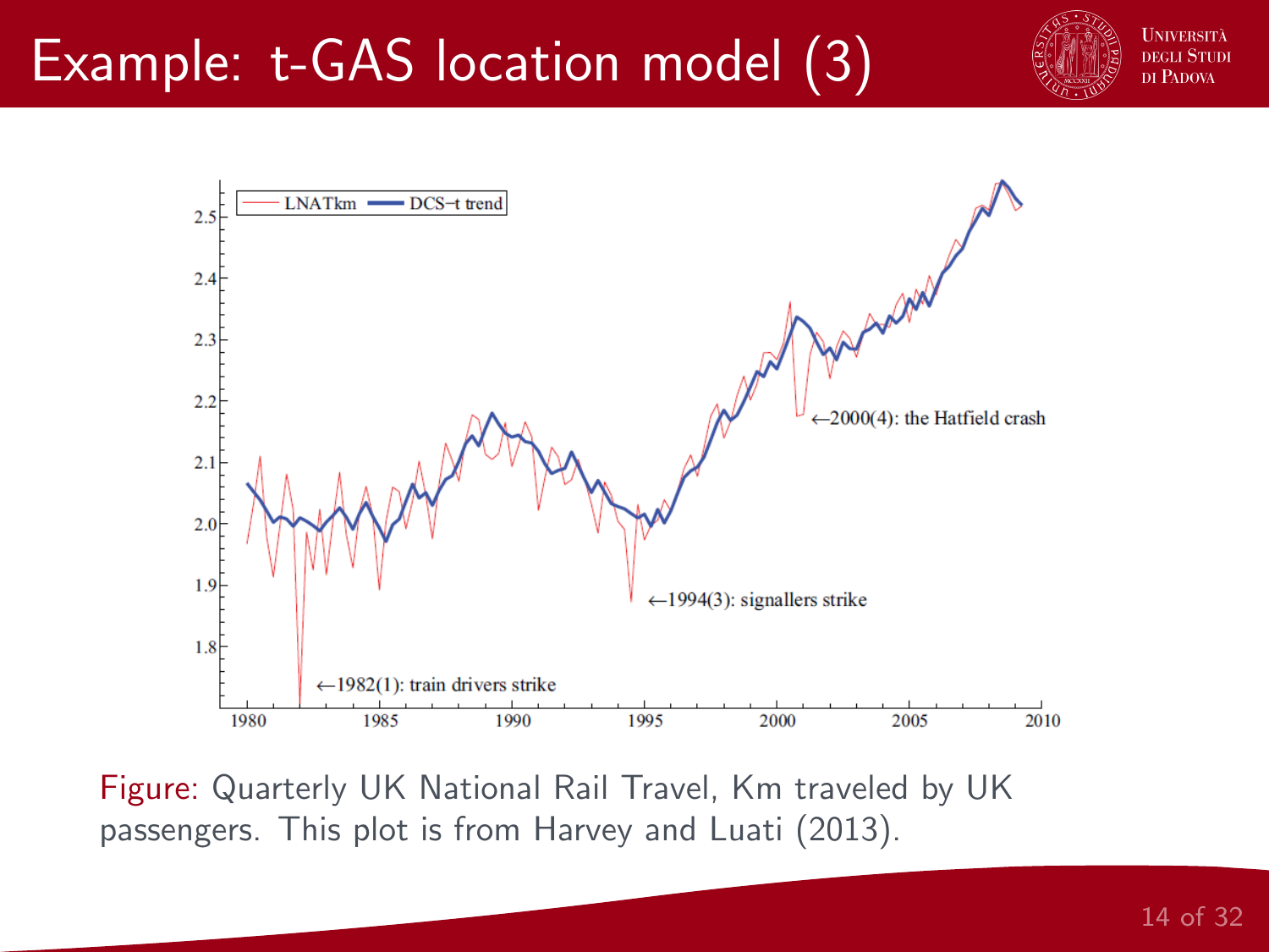# Example: t-GAS location model (3)

Figure: Quarterly UK National Rail Travel, Km traveled by UK passengers. This plot is from Harvey and Luati (2013).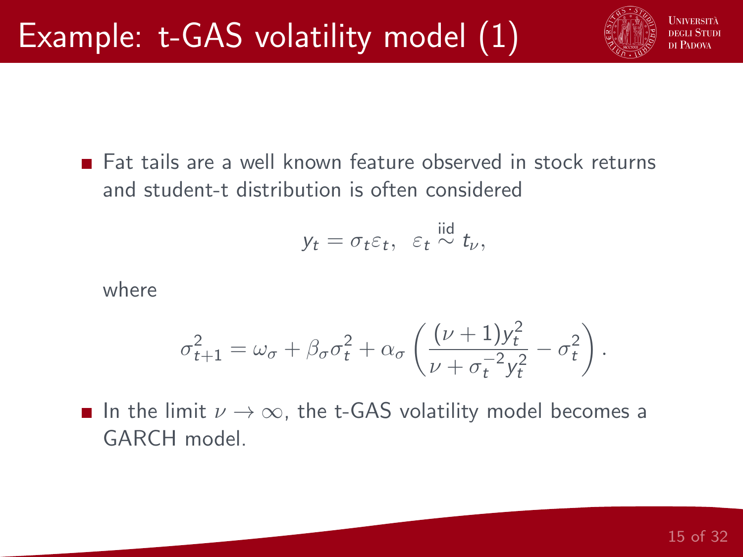# Example: t-GAS volatility model (1)

- Fat tails are a well known feature observed in stock returns and student-t distribution is often considered

$$y_t = \sigma_t \varepsilon_t, \;\; \varepsilon_t \overset{\text{iid}}{\sim} t_\nu,$$

where

$$\sigma_{t+1}^2 = \omega_\sigma + \beta_\sigma \sigma_t^2 + \alpha_\sigma \left( \frac{(\nu+1) y_t^2}{\nu + \sigma_t^{-2} y_t^2} - \sigma_t^2 \right).$$

- In the limit $\nu \to \infty$, the t-GAS volatility model becomes a GARCH model.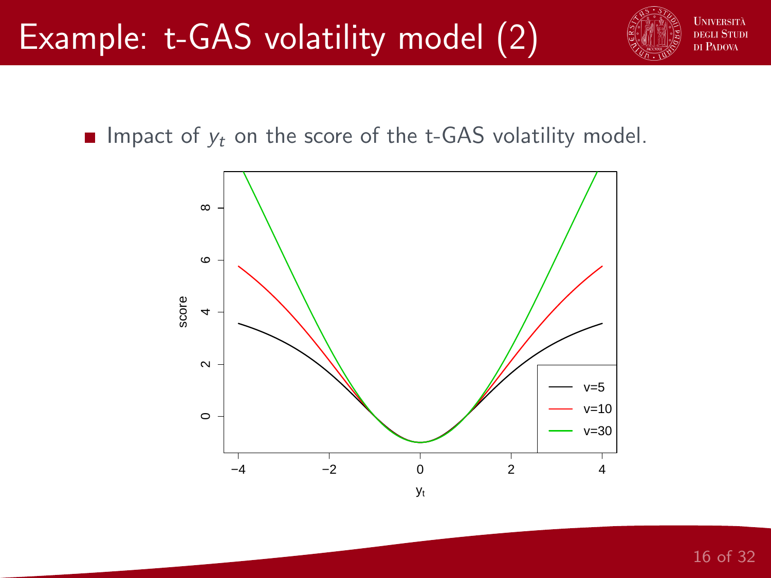# Example: t-GAS volatility model (2)

- Impact of $y_t$ on the score of the t-GAS volatility model.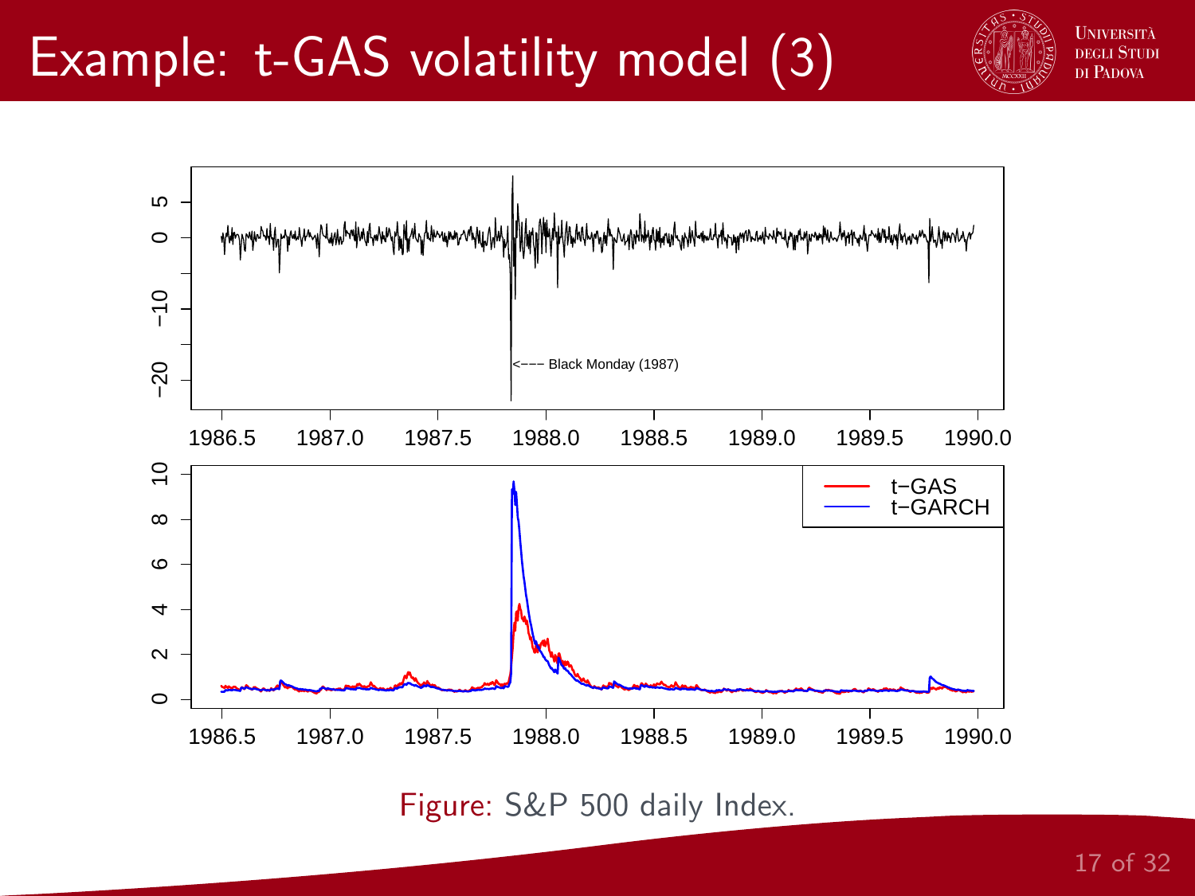# Example: t-GAS volatility model (3)

Figure: S&P 500 daily Index.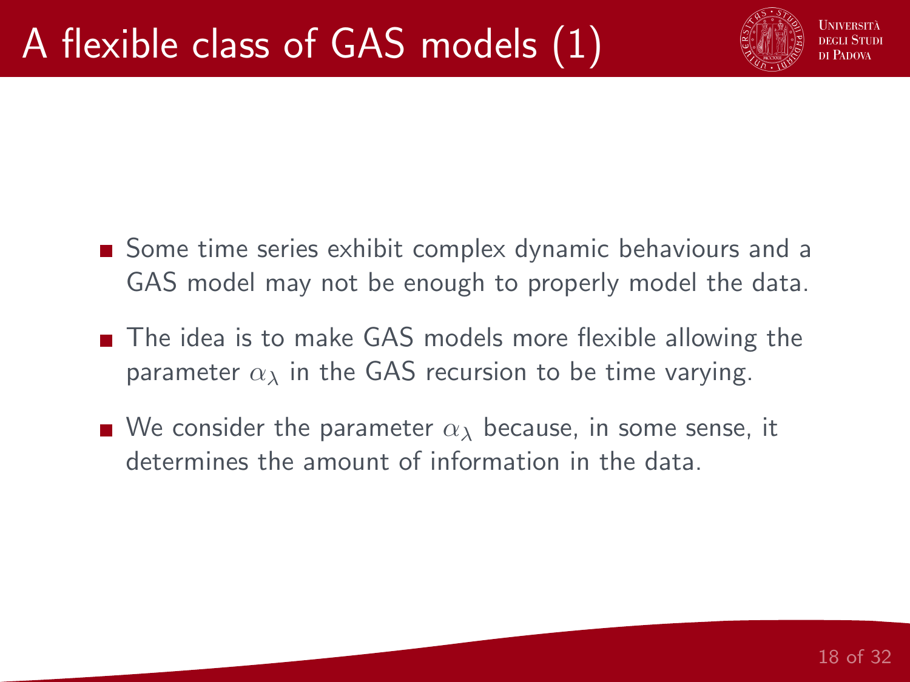# A flexible class of GAS models (1)

- Some time series exhibit complex dynamic behaviours and a GAS model may not be enough to properly model the data.
- The idea is to make GAS models more flexible allowing the parameter $\alpha_\lambda$ in the GAS recursion to be time varying.
- We consider the parameter $\alpha_\lambda$ because, in some sense, it determines the amount of information in the data.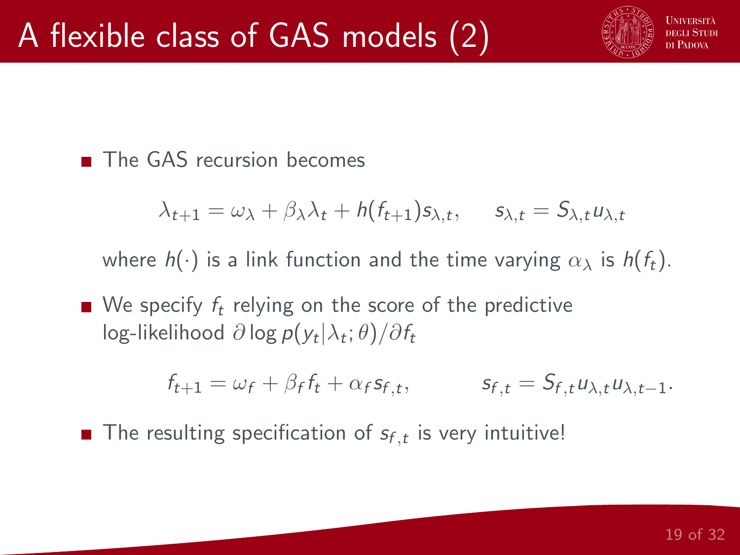# A flexible class of GAS models (2)

- The GAS recursion becomes

$$\lambda_{t+1} = \omega_\lambda + \beta_\lambda \lambda_t + h(f_{t+1}) s_{\lambda,t}, \qquad s_{\lambda,t} = S_{\lambda,t} u_{\lambda,t}$$

  where $h(\cdot)$ is a link function and the time varying $\alpha_\lambda$ is $h(f_t)$.

- We specify $f_t$ relying on the score of the predictive log-likelihood $\partial \log p(y_t|\lambda_t;\theta)/\partial f_t$

$$f_{t+1} = \omega_f + \beta_f f_t + \alpha_f s_{f,t}, \qquad s_{f,t} = S_{f,t} u_{\lambda,t} u_{\lambda,t-1}.$$

- The resulting specification of $s_{f,t}$ is very intuitive!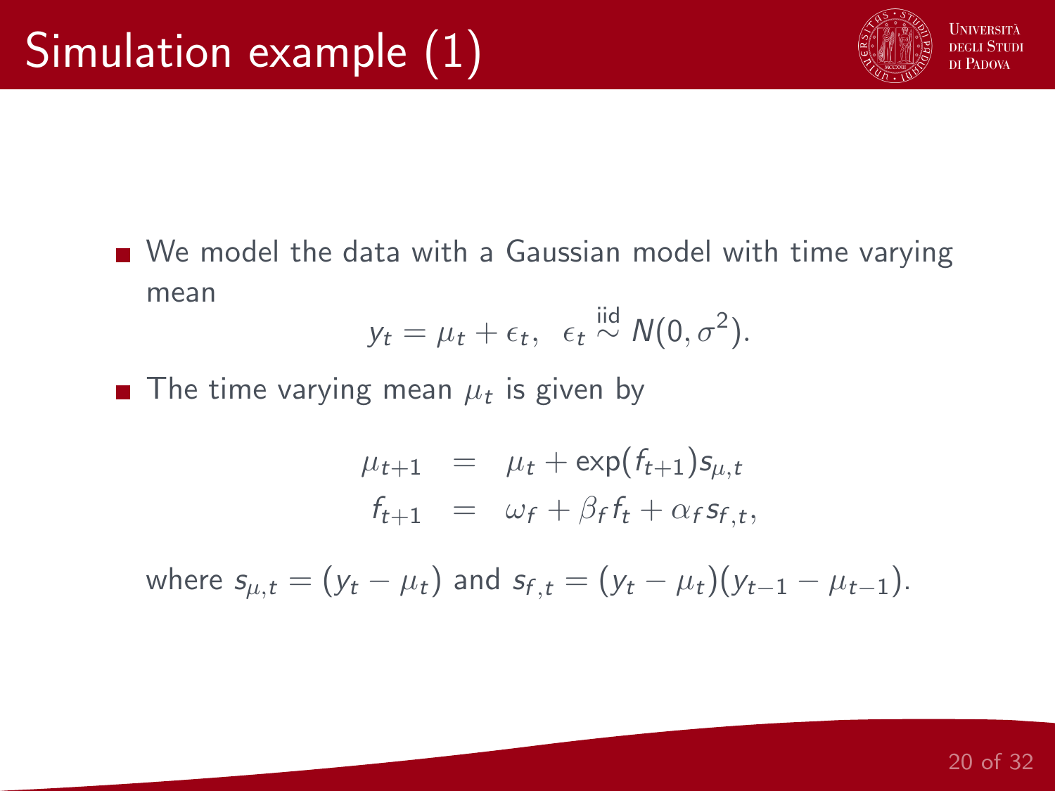# Simulation example (1)

- We model the data with a Gaussian model with time varying mean

$$y_t = \mu_t + \epsilon_t, \;\; \epsilon_t \overset{\text{iid}}{\sim} N(0, \sigma^2).$$

- The time varying mean $\mu_t$ is given by

$$\begin{aligned} \mu_{t+1} &= \mu_t + \exp(f_{t+1}) s_{\mu,t} \\ f_{t+1} &= \omega_f + \beta_f f_t + \alpha_f s_{f,t}, \end{aligned}$$

where $s_{\mu,t} = (y_t - \mu_t)$ and $s_{f,t} = (y_t - \mu_t)(y_{t-1} - \mu_{t-1})$.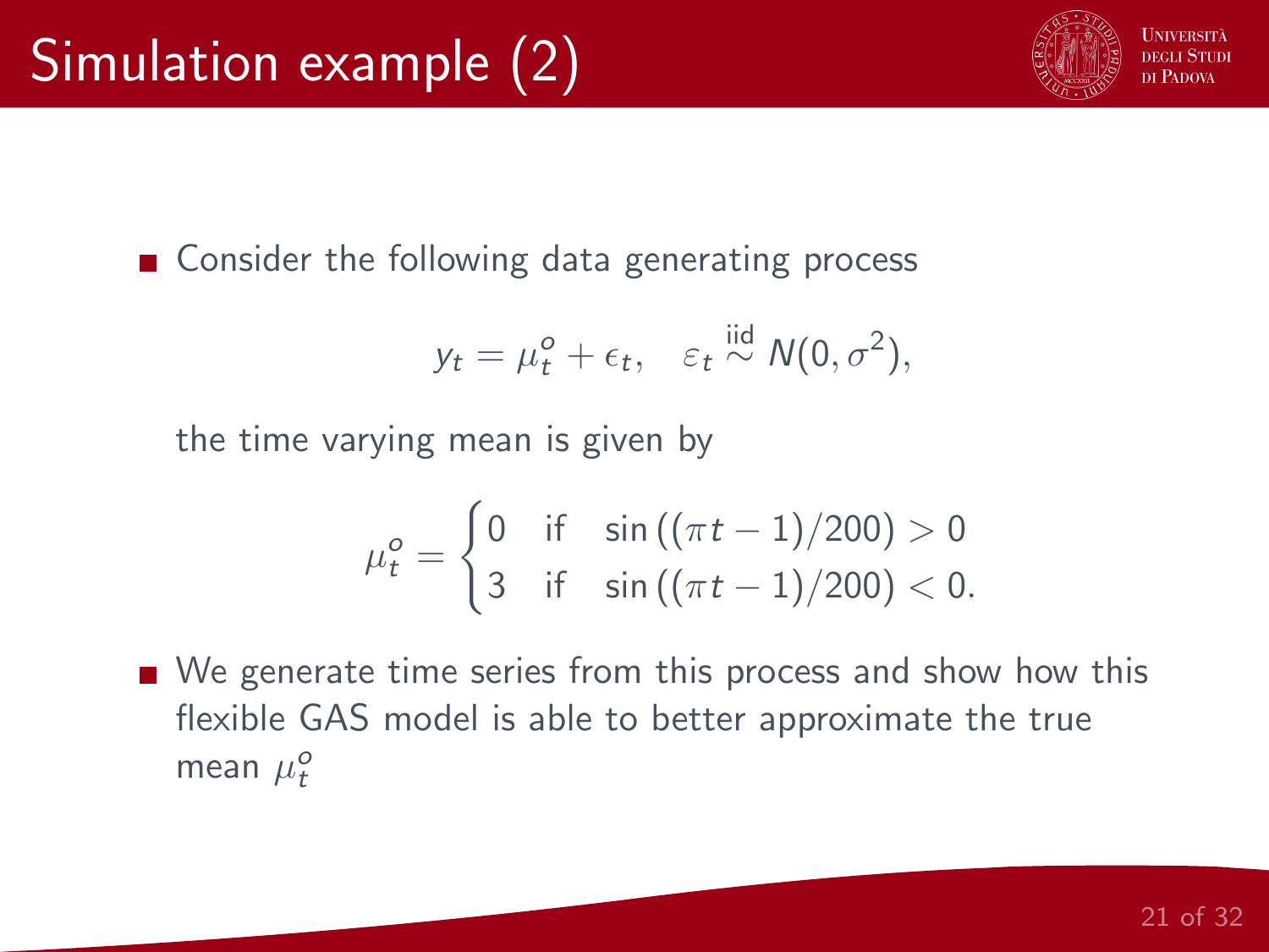# Simulation example (2)

- Consider the following data generating process

$$y_t = \mu_t^o + \epsilon_t, \quad \varepsilon_t \overset{\text{iid}}{\sim} N(0, \sigma^2),$$

  the time varying mean is given by

$$\mu_t^o = \begin{cases} 0 & \text{if} \quad \sin\left((\pi t - 1)/200\right) > 0 \\ 3 & \text{if} \quad \sin\left((\pi t - 1)/200\right) < 0. \end{cases}$$

- We generate time series from this process and show how this flexible GAS model is able to better approximate the true mean $\mu_t^o$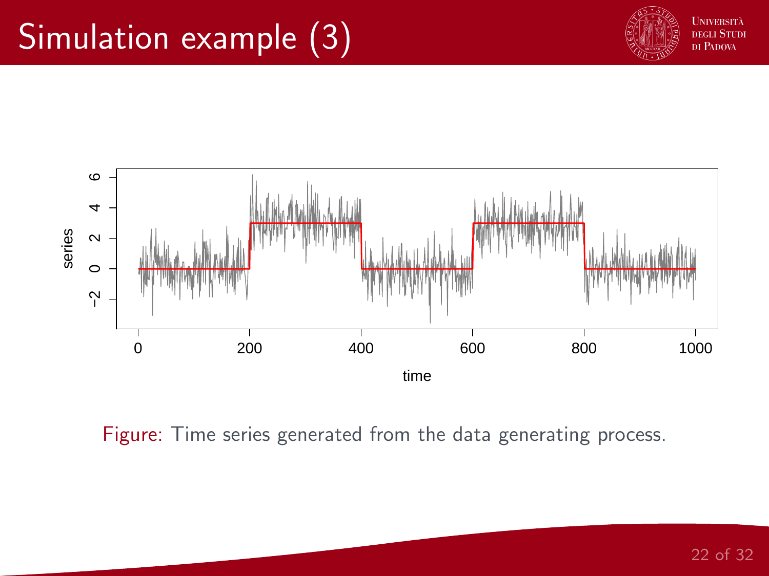# Simulation example (3)

Figure: Time series generated from the data generating process.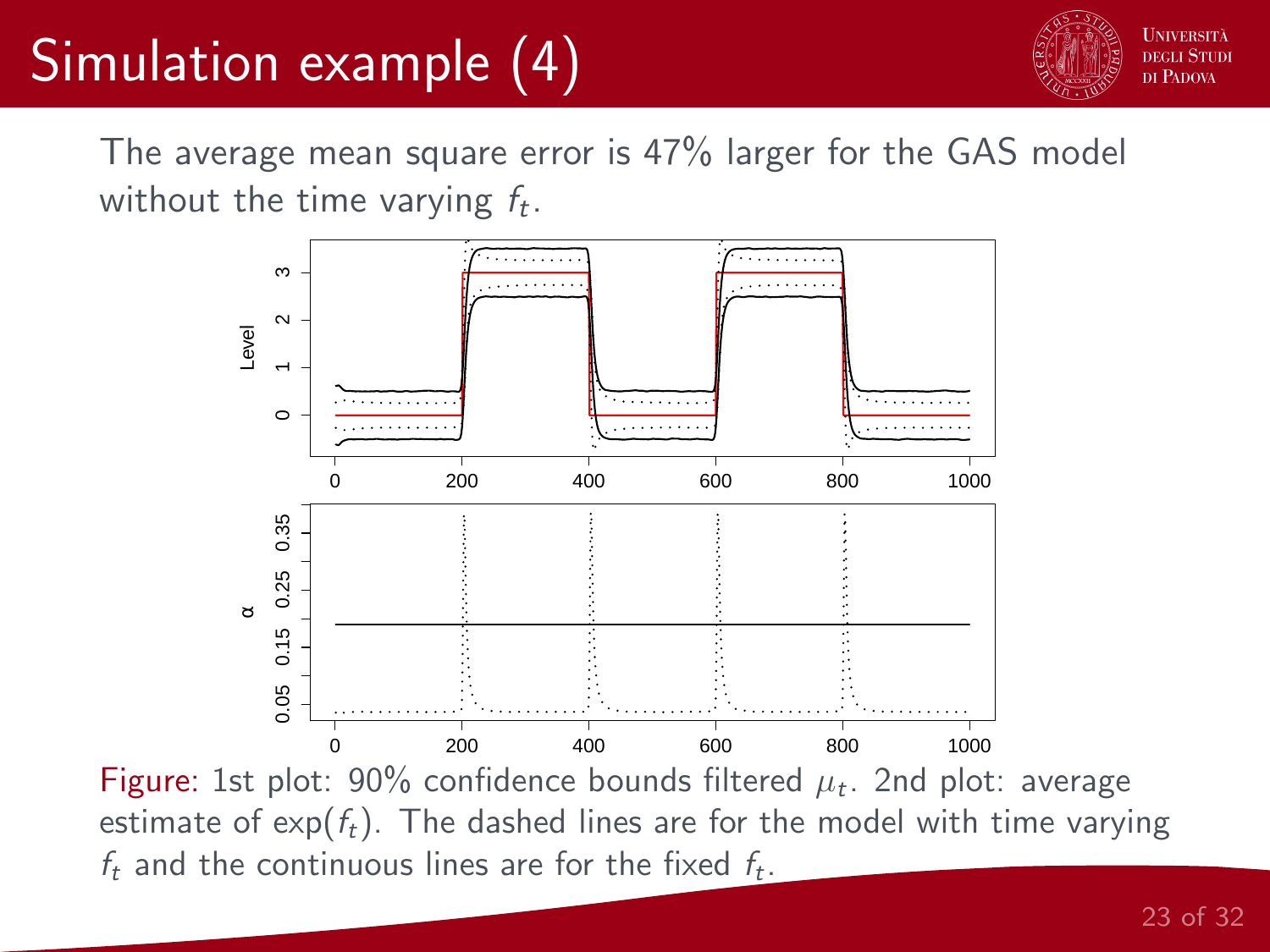# Simulation example (4)

The average mean square error is 47% larger for the GAS model without the time varying $f_t$.

Figure: 1st plot: 90% confidence bounds filtered $\mu_t$. 2nd plot: average estimate of $\exp(f_t)$. The dashed lines are for the model with time varying $f_t$ and the continuous lines are for the fixed $f_t$.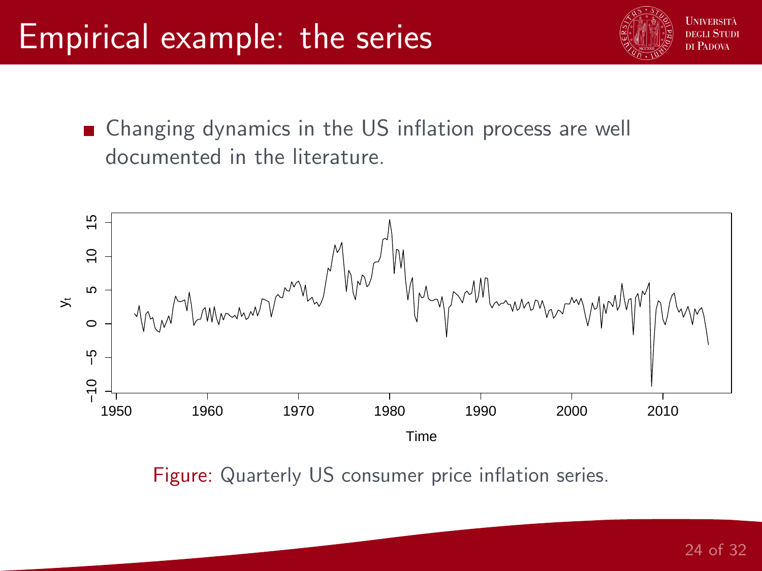# Empirical example: the series

- Changing dynamics in the US inflation process are well documented in the literature.

Figure: Quarterly US consumer price inflation series.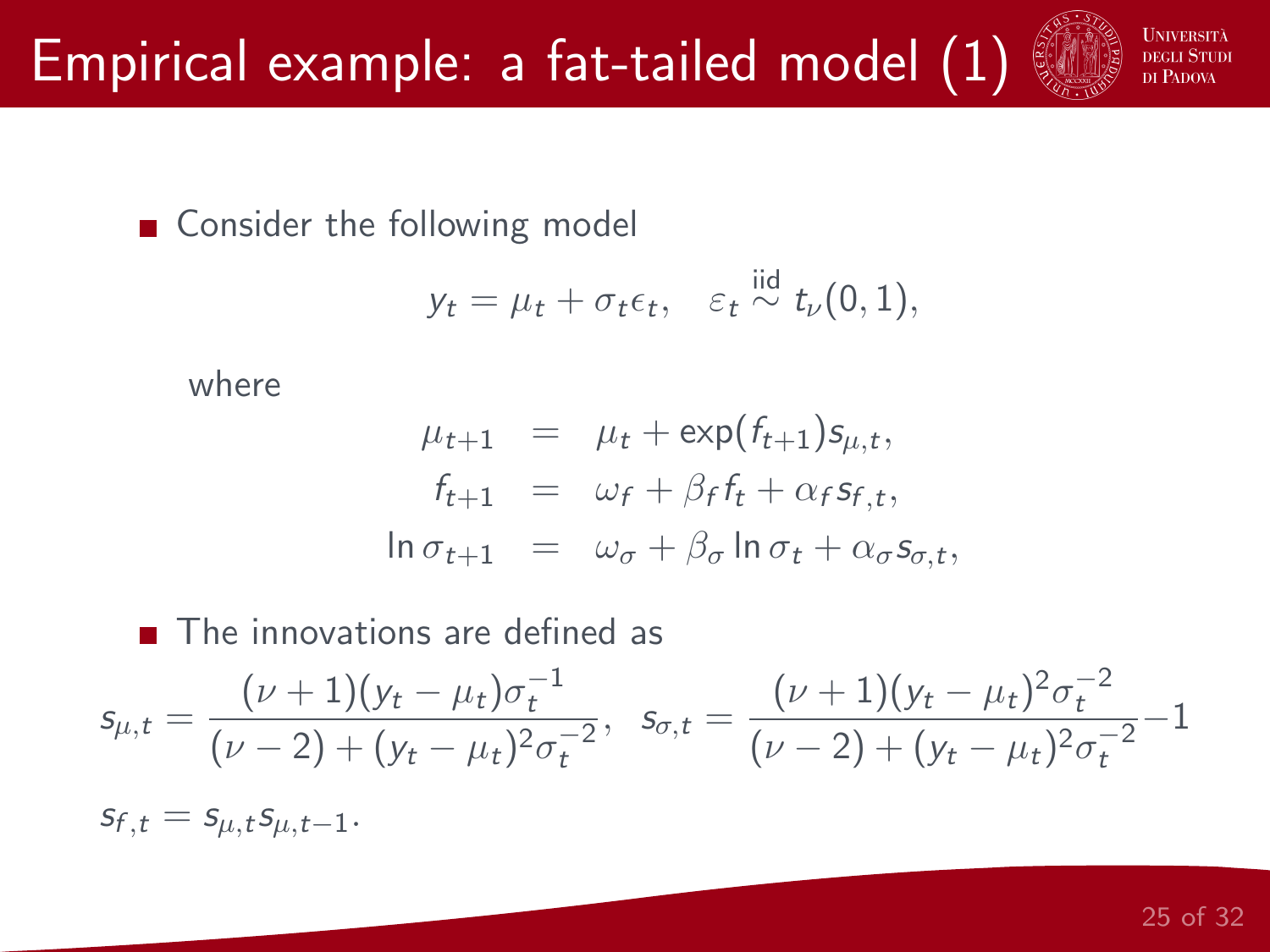# Empirical example: a fat-tailed model (1)

- Consider the following model

$$y_t = \mu_t + \sigma_t \epsilon_t, \quad \varepsilon_t \overset{\text{iid}}{\sim} t_\nu(0,1),$$

where

$$\begin{aligned}
\mu_{t+1} &= \mu_t + \exp(f_{t+1}) s_{\mu,t}, \\
f_{t+1} &= \omega_f + \beta_f f_t + \alpha_f s_{f,t}, \\
\ln \sigma_{t+1} &= \omega_\sigma + \beta_\sigma \ln \sigma_t + \alpha_\sigma s_{\sigma,t},
\end{aligned}$$

- The innovations are defined as

$$s_{\mu,t} = \frac{(\nu+1)(y_t - \mu_t)\sigma_t^{-1}}{(\nu-2) + (y_t - \mu_t)^2 \sigma_t^{-2}}, \quad s_{\sigma,t} = \frac{(\nu+1)(y_t - \mu_t)^2 \sigma_t^{-2}}{(\nu-2) + (y_t - \mu_t)^2 \sigma_t^{-2}} - 1$$

$s_{f,t} = s_{\mu,t} s_{\mu,t-1}$.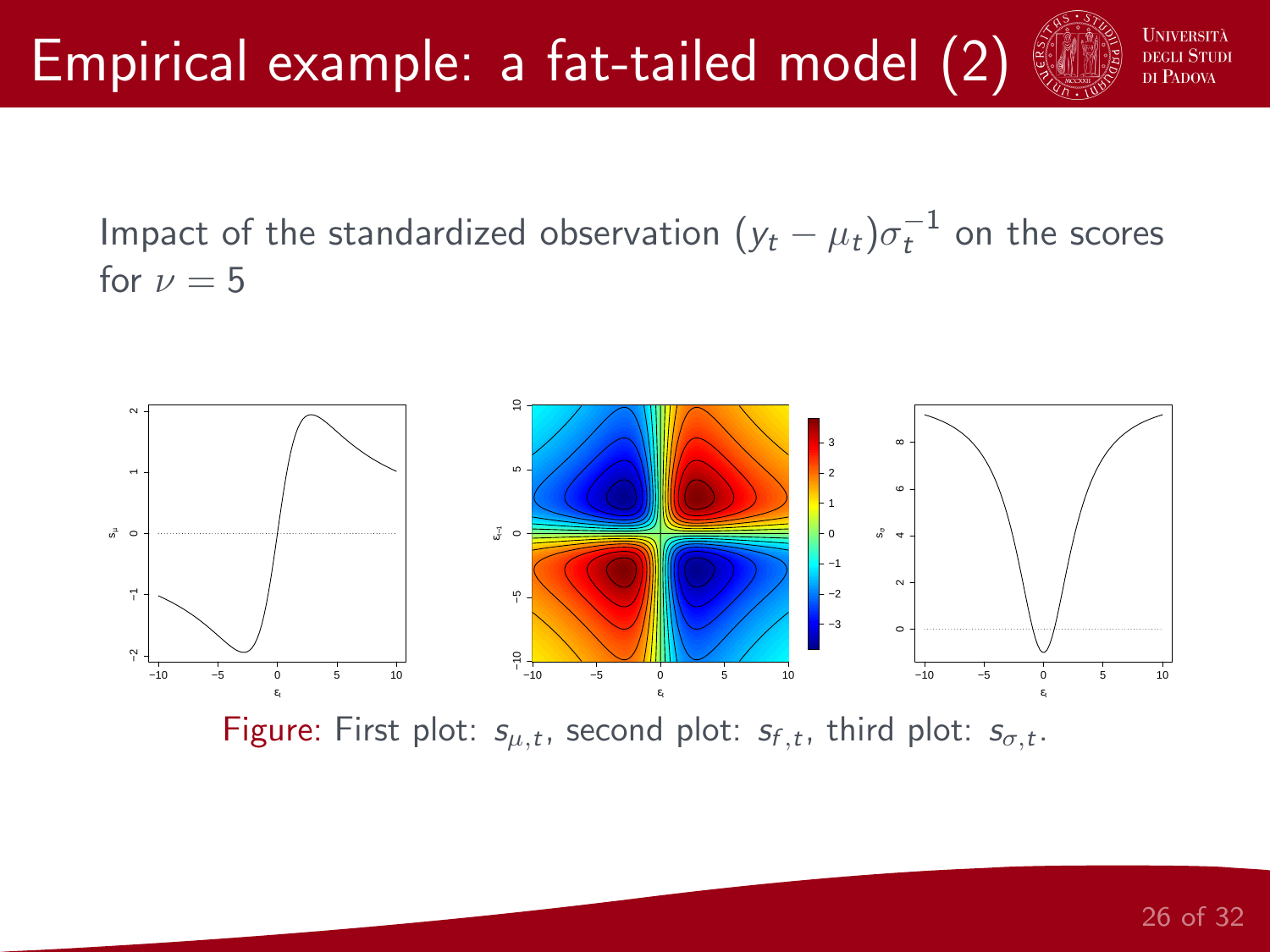# Empirical example: a fat-tailed model (2)

Impact of the standardized observation $(y_t - \mu_t)\sigma_t^{-1}$ on the scores for $\nu = 5$

Figure: First plot: $s_{\mu,t}$, second plot: $s_{f,t}$, third plot: $s_{\sigma,t}$.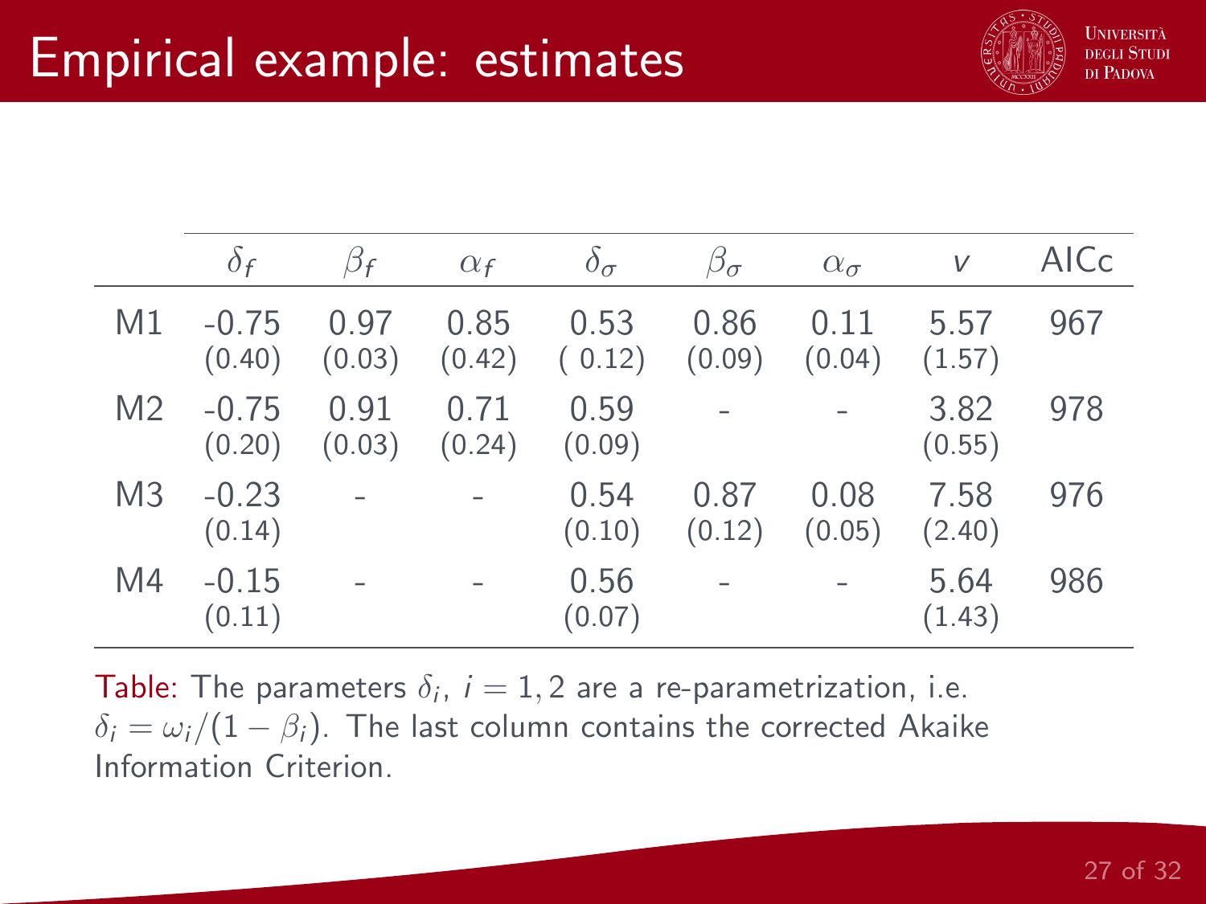# Empirical example: estimates

| | $\delta_f$ | $\beta_f$ | $\alpha_f$ | $\delta_\sigma$ | $\beta_\sigma$ | $\alpha_\sigma$ | $v$ | AICc |
|---|---|---|---|---|---|---|---|---|
| M1 | -0.75 (0.40) | 0.97 (0.03) | 0.85 (0.42) | 0.53 ( 0.12) | 0.86 (0.09) | 0.11 (0.04) | 5.57 (1.57) | 967 |
| M2 | -0.75 (0.20) | 0.91 (0.03) | 0.71 (0.24) | 0.59 (0.09) | - | - | 3.82 (0.55) | 978 |
| M3 | -0.23 (0.14) | - | - | 0.54 (0.10) | 0.87 (0.12) | 0.08 (0.05) | 7.58 (2.40) | 976 |
| M4 | -0.15 (0.11) | - | - | 0.56 (0.07) | - | - | 5.64 (1.43) | 986 |

Table: The parameters $\delta_i$, $i = 1, 2$ are a re-parametrization, i.e. $\delta_i = \omega_i/(1 - \beta_i)$. The last column contains the corrected Akaike Information Criterion.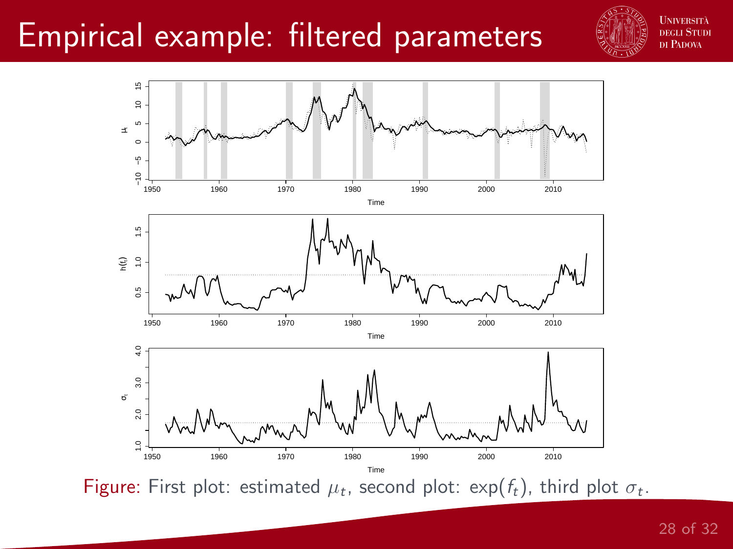# Empirical example: filtered parameters

Figure: First plot: estimated $\mu_t$, second plot: $\exp(f_t)$, third plot $\sigma_t$.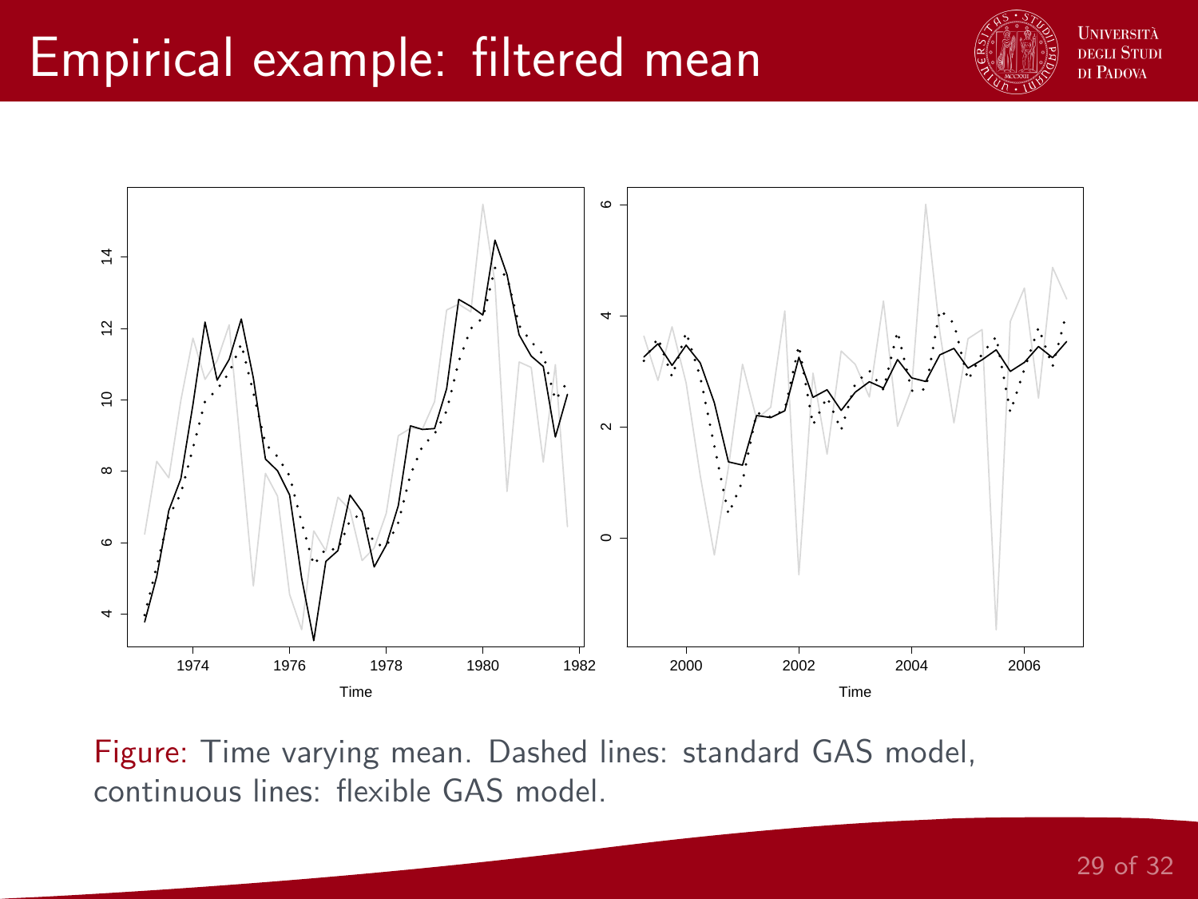# Empirical example: filtered mean

Figure: Time varying mean. Dashed lines: standard GAS model, continuous lines: flexible GAS model.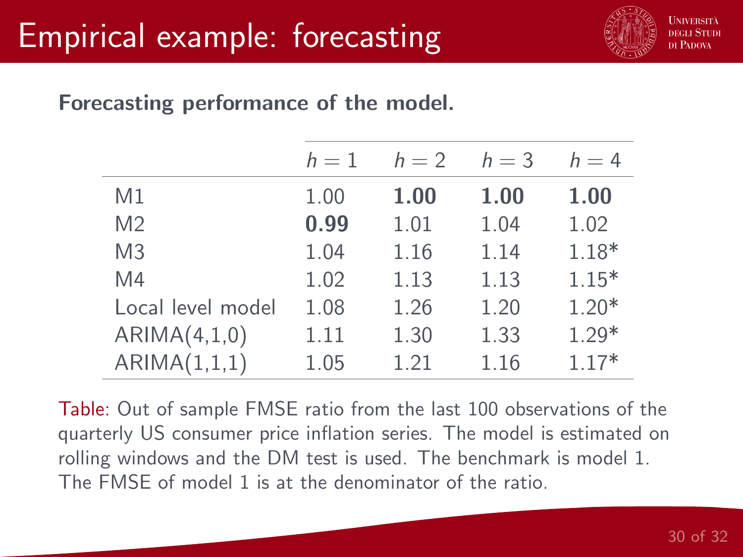# Empirical example: forecasting

**Forecasting performance of the model.**

| | $h = 1$ | $h = 2$ | $h = 3$ | $h = 4$ |
|---|---|---|---|---|
| M1 | 1.00 | **1.00** | **1.00** | **1.00** |
| M2 | **0.99** | 1.01 | 1.04 | 1.02 |
| M3 | 1.04 | 1.16 | 1.14 | 1.18* |
| M4 | 1.02 | 1.13 | 1.13 | 1.15* |
| Local level model | 1.08 | 1.26 | 1.20 | 1.20* |
| ARIMA(4,1,0) | 1.11 | 1.30 | 1.33 | 1.29* |
| ARIMA(1,1,1) | 1.05 | 1.21 | 1.16 | 1.17* |

Table: Out of sample FMSE ratio from the last 100 observations of the quarterly US consumer price inflation series. The model is estimated on rolling windows and the DM test is used. The benchmark is model 1. The FMSE of model 1 is at the denominator of the ratio.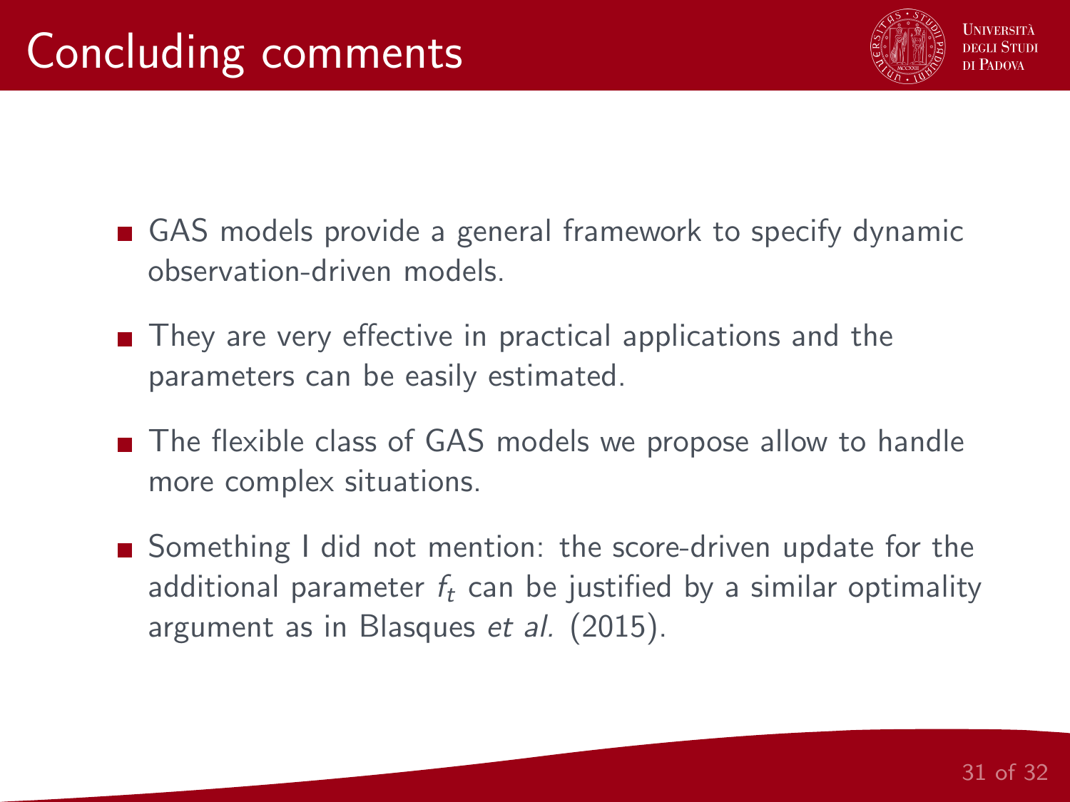# Concluding comments

- GAS models provide a general framework to specify dynamic observation-driven models.
- They are very effective in practical applications and the parameters can be easily estimated.
- The flexible class of GAS models we propose allow to handle more complex situations.
- Something I did not mention: the score-driven update for the additional parameter $f_t$ can be justified by a similar optimality argument as in Blasques *et al.* (2015).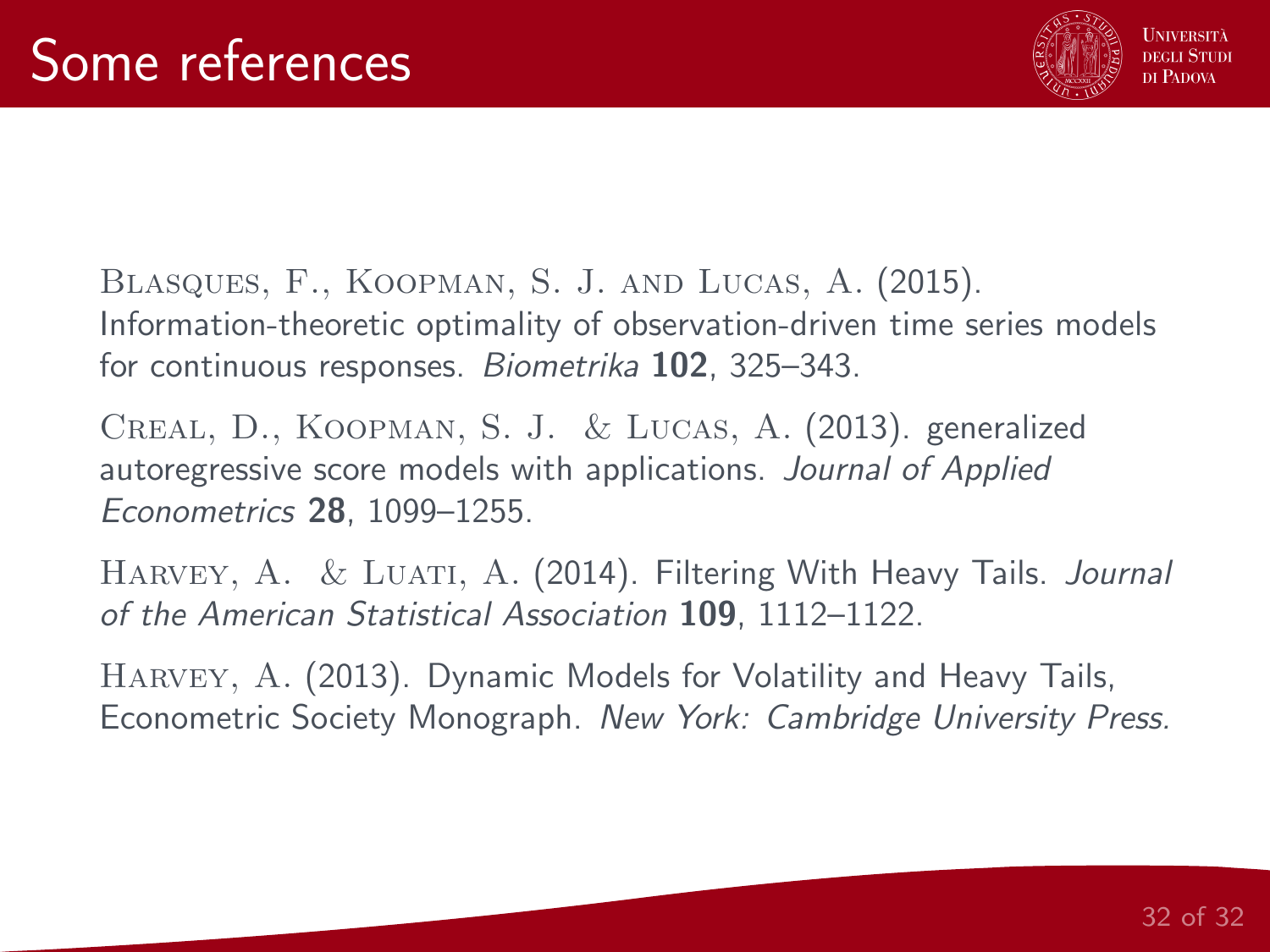# Some references

Blasques, F., Koopman, S. J. and Lucas, A. (2015). Information-theoretic optimality of observation-driven time series models for continuous responses. *Biometrika* **102**, 325–343.

Creal, D., Koopman, S. J. & Lucas, A. (2013). generalized autoregressive score models with applications. *Journal of Applied Econometrics* **28**, 1099–1255.

Harvey, A. & Luati, A. (2014). Filtering With Heavy Tails. *Journal of the American Statistical Association* **109**, 1112–1122.

Harvey, A. (2013). Dynamic Models for Volatility and Heavy Tails, Econometric Society Monograph. *New York: Cambridge University Press.*